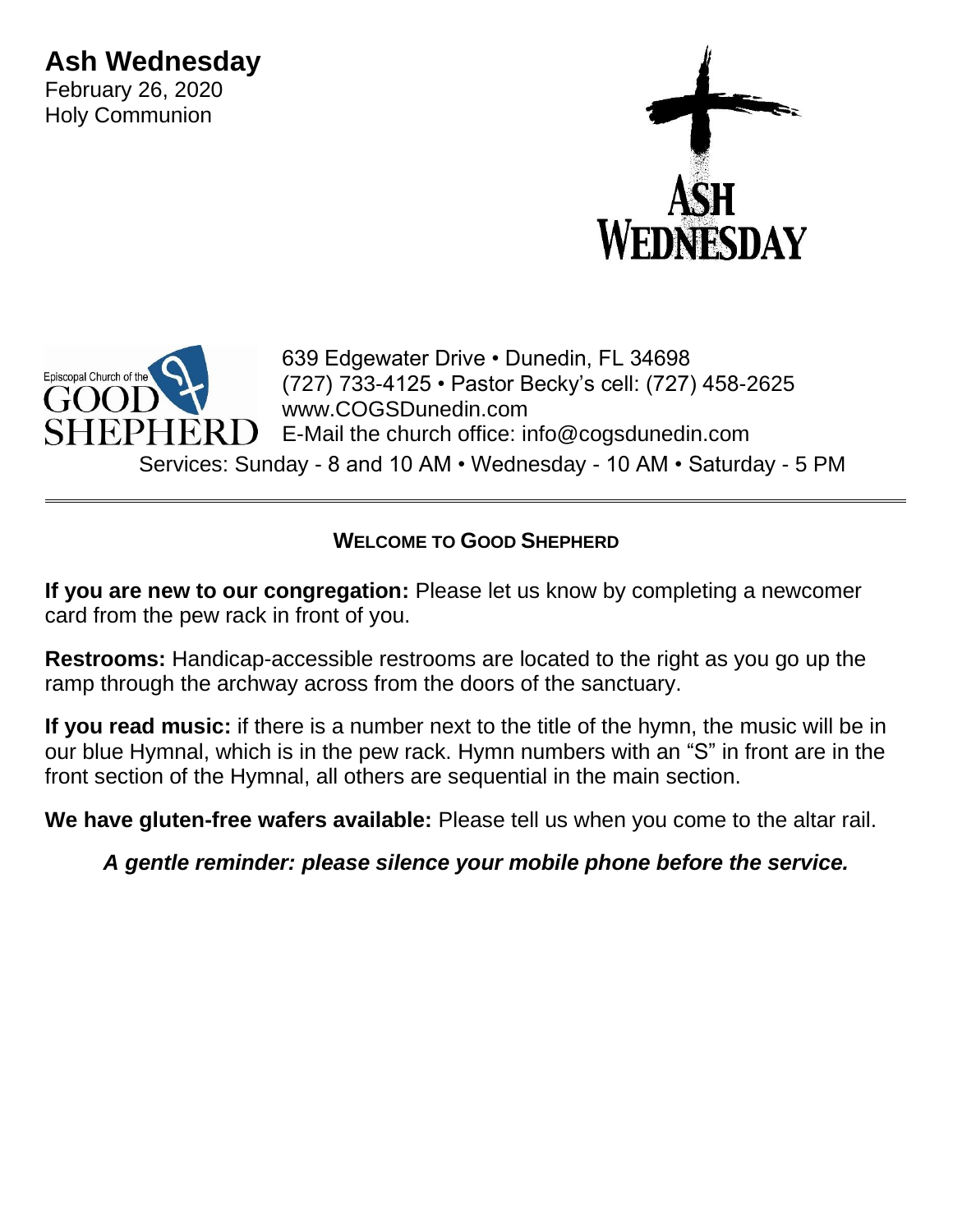# Ash Wednesday

February 26, 2020
Holy Communion

ASH WEDNESDAY

Episcopal Church of the GOOD SHEPHERD

639 Edgewater Drive • Dunedin, FL 34698
(727) 733-4125 • Pastor Becky's cell: (727) 458-2625
www.COGSDunedin.com
E-Mail the church office: info@cogsdunedin.com
Services: Sunday - 8 and 10 AM • Wednesday - 10 AM • Saturday - 5 PM

---

## WELCOME TO GOOD SHEPHERD

**If you are new to our congregation:** Please let us know by completing a newcomer card from the pew rack in front of you.

**Restrooms:** Handicap-accessible restrooms are located to the right as you go up the ramp through the archway across from the doors of the sanctuary.

**If you read music:** if there is a number next to the title of the hymn, the music will be in our blue Hymnal, which is in the pew rack. Hymn numbers with an "S" in front are in the front section of the Hymnal, all others are sequential in the main section.

**We have gluten-free wafers available:** Please tell us when you come to the altar rail.

***A gentle reminder: please silence your mobile phone before the service.***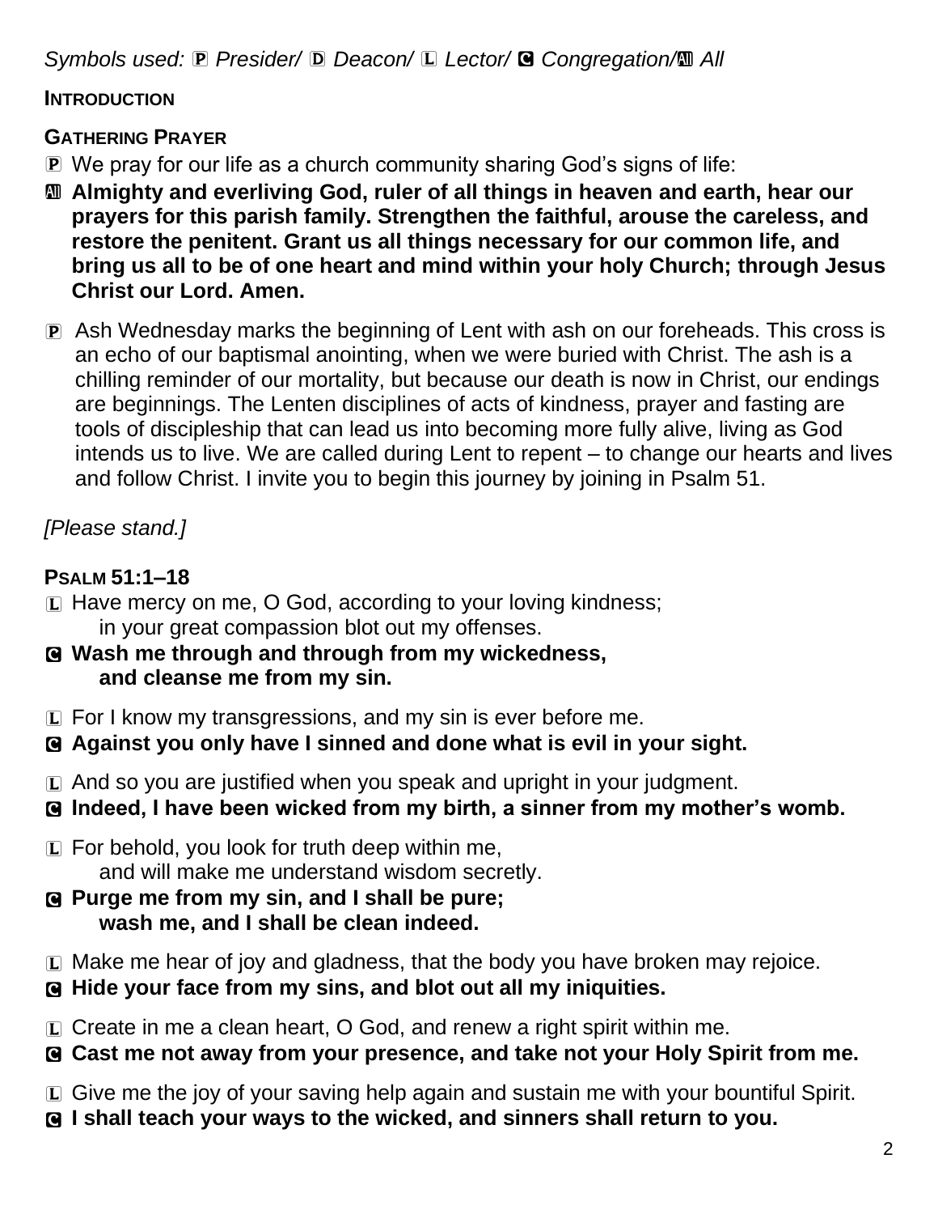*Symbols used: Ⓟ Presider/ Ⓓ Deacon/ Ⓛ Lector/ Ⓒ Congregation/Ⓐ All*

**INTRODUCTION**

**GATHERING PRAYER**

Ⓟ We pray for our life as a church community sharing God's signs of life:

Ⓐ **Almighty and everliving God, ruler of all things in heaven and earth, hear our prayers for this parish family. Strengthen the faithful, arouse the careless, and restore the penitent. Grant us all things necessary for our common life, and bring us all to be of one heart and mind within your holy Church; through Jesus Christ our Lord. Amen.**

Ⓟ Ash Wednesday marks the beginning of Lent with ash on our foreheads. This cross is an echo of our baptismal anointing, when we were buried with Christ. The ash is a chilling reminder of our mortality, but because our death is now in Christ, our endings are beginnings. The Lenten disciplines of acts of kindness, prayer and fasting are tools of discipleship that can lead us into becoming more fully alive, living as God intends us to live. We are called during Lent to repent – to change our hearts and lives and follow Christ. I invite you to begin this journey by joining in Psalm 51.

*[Please stand.]*

**PSALM 51:1–18**

Ⓛ Have mercy on me, O God, according to your loving kindness;
in your great compassion blot out my offenses.

Ⓒ **Wash me through and through from my wickedness,
and cleanse me from my sin.**

Ⓛ For I know my transgressions, and my sin is ever before me.

Ⓒ **Against you only have I sinned and done what is evil in your sight.**

Ⓛ And so you are justified when you speak and upright in your judgment.

Ⓒ **Indeed, I have been wicked from my birth, a sinner from my mother's womb.**

Ⓛ For behold, you look for truth deep within me,
and will make me understand wisdom secretly.

Ⓒ **Purge me from my sin, and I shall be pure;
wash me, and I shall be clean indeed.**

Ⓛ Make me hear of joy and gladness, that the body you have broken may rejoice.

Ⓒ **Hide your face from my sins, and blot out all my iniquities.**

Ⓛ Create in me a clean heart, O God, and renew a right spirit within me.

Ⓒ **Cast me not away from your presence, and take not your Holy Spirit from me.**

Ⓛ Give me the joy of your saving help again and sustain me with your bountiful Spirit.

Ⓒ **I shall teach your ways to the wicked, and sinners shall return to you.**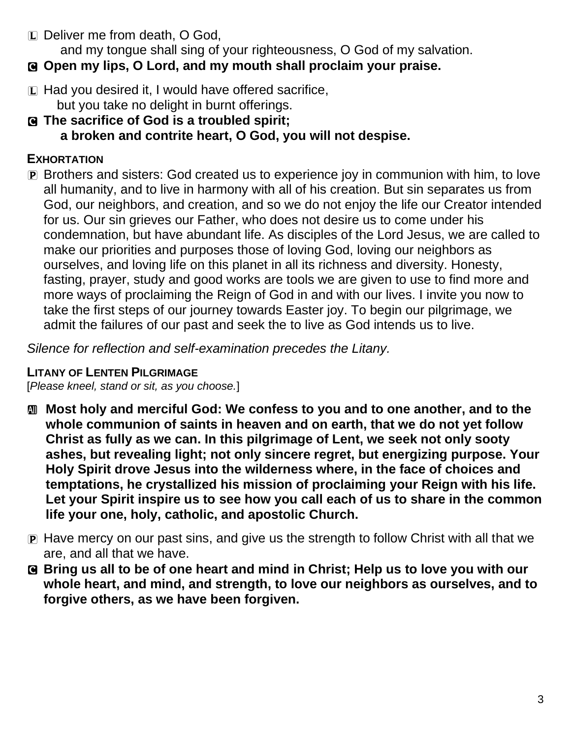L Deliver me from death, O God,
and my tongue shall sing of your righteousness, O God of my salvation.

**C Open my lips, O Lord, and my mouth shall proclaim your praise.**

L Had you desired it, I would have offered sacrifice,
but you take no delight in burnt offerings.

**C The sacrifice of God is a troubled spirit;
a broken and contrite heart, O God, you will not despise.**

**EXHORTATION**

P Brothers and sisters: God created us to experience joy in communion with him, to love all humanity, and to live in harmony with all of his creation. But sin separates us from God, our neighbors, and creation, and so we do not enjoy the life our Creator intended for us. Our sin grieves our Father, who does not desire us to come under his condemnation, but have abundant life. As disciples of the Lord Jesus, we are called to make our priorities and purposes those of loving God, loving our neighbors as ourselves, and loving life on this planet in all its richness and diversity. Honesty, fasting, prayer, study and good works are tools we are given to use to find more and more ways of proclaiming the Reign of God in and with our lives. I invite you now to take the first steps of our journey towards Easter joy. To begin our pilgrimage, we admit the failures of our past and seek the to live as God intends us to live.

*Silence for reflection and self-examination precedes the Litany.*

**LITANY OF LENTEN PILGRIMAGE**
[*Please kneel, stand or sit, as you choose.*]

**All Most holy and merciful God: We confess to you and to one another, and to the whole communion of saints in heaven and on earth, that we do not yet follow Christ as fully as we can. In this pilgrimage of Lent, we seek not only sooty ashes, but revealing light; not only sincere regret, but energizing purpose. Your Holy Spirit drove Jesus into the wilderness where, in the face of choices and temptations, he crystallized his mission of proclaiming your Reign with his life. Let your Spirit inspire us to see how you call each of us to share in the common life your one, holy, catholic, and apostolic Church.**

P Have mercy on our past sins, and give us the strength to follow Christ with all that we are, and all that we have.

**C Bring us all to be of one heart and mind in Christ; Help us to love you with our whole heart, and mind, and strength, to love our neighbors as ourselves, and to forgive others, as we have been forgiven.**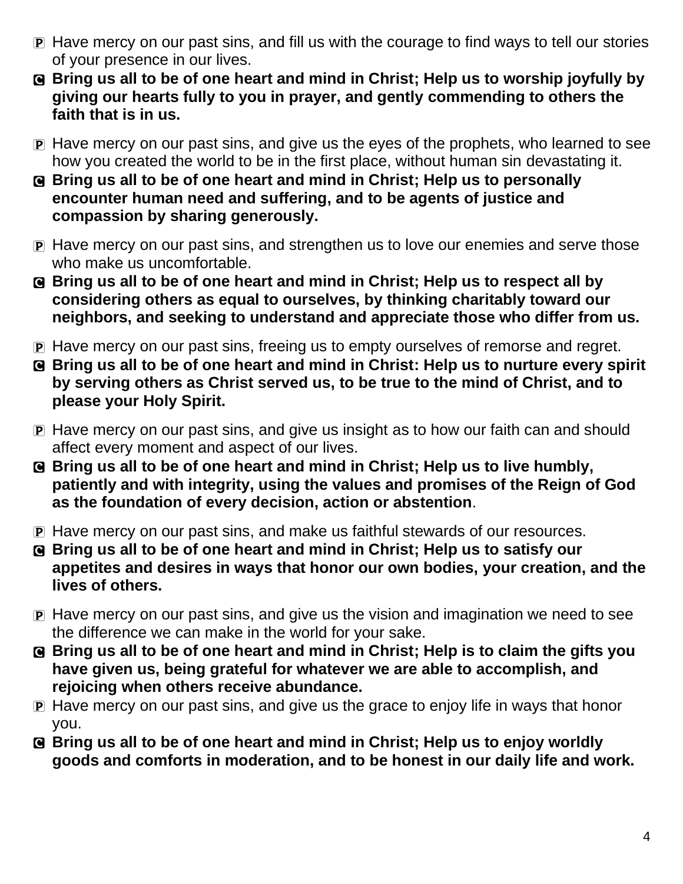P Have mercy on our past sins, and fill us with the courage to find ways to tell our stories of your presence in our lives.

**C Bring us all to be of one heart and mind in Christ; Help us to worship joyfully by giving our hearts fully to you in prayer, and gently commending to others the faith that is in us.**

P Have mercy on our past sins, and give us the eyes of the prophets, who learned to see how you created the world to be in the first place, without human sin devastating it.

**C Bring us all to be of one heart and mind in Christ; Help us to personally encounter human need and suffering, and to be agents of justice and compassion by sharing generously.**

P Have mercy on our past sins, and strengthen us to love our enemies and serve those who make us uncomfortable.

**C Bring us all to be of one heart and mind in Christ; Help us to respect all by considering others as equal to ourselves, by thinking charitably toward our neighbors, and seeking to understand and appreciate those who differ from us.**

P Have mercy on our past sins, freeing us to empty ourselves of remorse and regret.

**C Bring us all to be of one heart and mind in Christ: Help us to nurture every spirit by serving others as Christ served us, to be true to the mind of Christ, and to please your Holy Spirit.**

P Have mercy on our past sins, and give us insight as to how our faith can and should affect every moment and aspect of our lives.

**C Bring us all to be of one heart and mind in Christ; Help us to live humbly, patiently and with integrity, using the values and promises of the Reign of God as the foundation of every decision, action or abstention**.

P Have mercy on our past sins, and make us faithful stewards of our resources.

**C Bring us all to be of one heart and mind in Christ; Help us to satisfy our appetites and desires in ways that honor our own bodies, your creation, and the lives of others.**

P Have mercy on our past sins, and give us the vision and imagination we need to see the difference we can make in the world for your sake.

**C Bring us all to be of one heart and mind in Christ; Help is to claim the gifts you have given us, being grateful for whatever we are able to accomplish, and rejoicing when others receive abundance.**

P Have mercy on our past sins, and give us the grace to enjoy life in ways that honor you.

**C Bring us all to be of one heart and mind in Christ; Help us to enjoy worldly goods and comforts in moderation, and to be honest in our daily life and work.**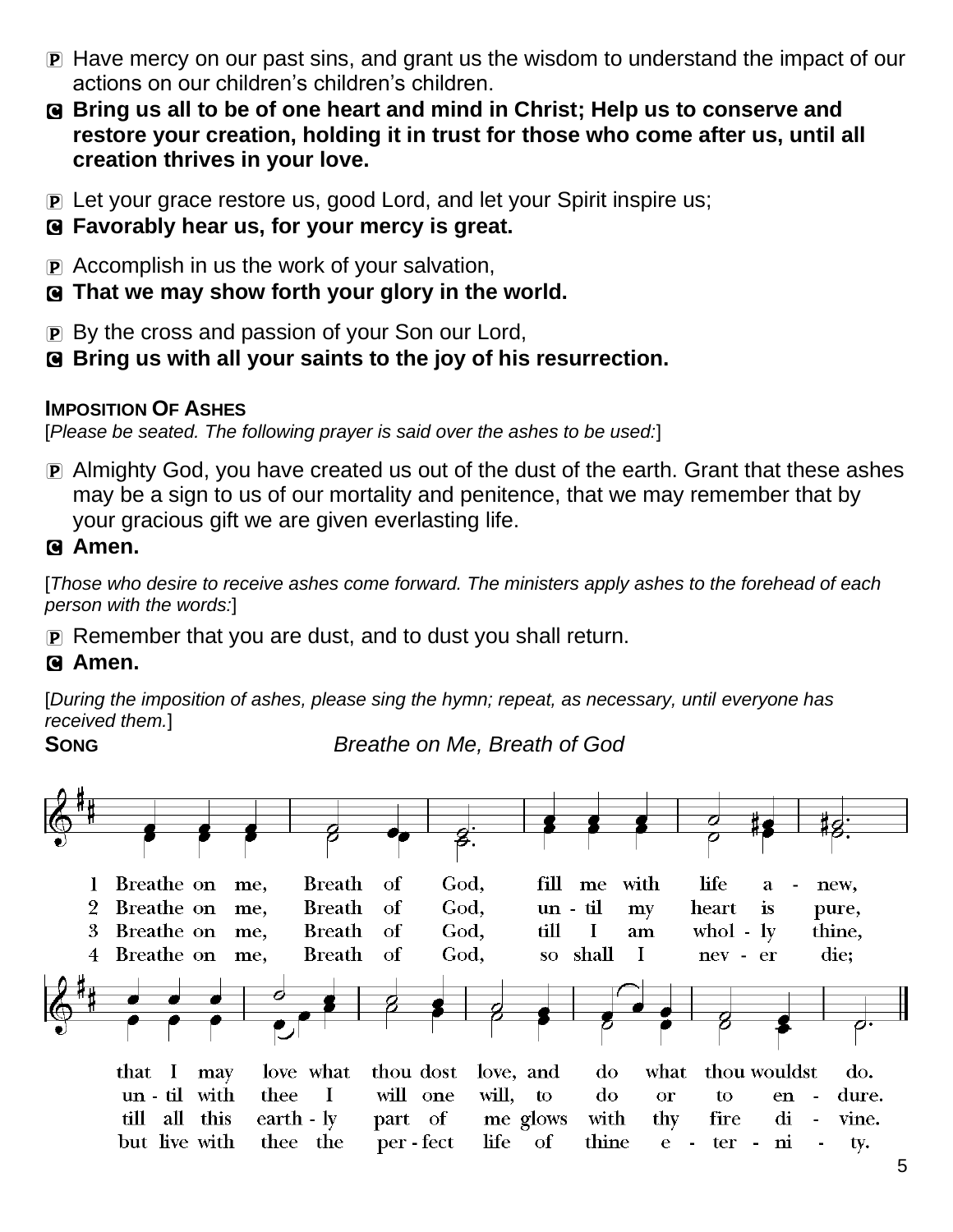P Have mercy on our past sins, and grant us the wisdom to understand the impact of our actions on our children's children's children.

C **Bring us all to be of one heart and mind in Christ; Help us to conserve and restore your creation, holding it in trust for those who come after us, until all creation thrives in your love.**

P Let your grace restore us, good Lord, and let your Spirit inspire us;

C **Favorably hear us, for your mercy is great.**

P Accomplish in us the work of your salvation,

C **That we may show forth your glory in the world.**

P By the cross and passion of your Son our Lord,

C **Bring us with all your saints to the joy of his resurrection.**

**IMPOSITION OF ASHES**

[*Please be seated. The following prayer is said over the ashes to be used:*]

P Almighty God, you have created us out of the dust of the earth. Grant that these ashes may be a sign to us of our mortality and penitence, that we may remember that by your gracious gift we are given everlasting life.

C **Amen.**

[*Those who desire to receive ashes come forward. The ministers apply ashes to the forehead of each person with the words:*]

P Remember that you are dust, and to dust you shall return.

C **Amen.**

[*During the imposition of ashes, please sing the hymn; repeat, as necessary, until everyone has received them.*]

**SONG** *Breathe on Me, Breath of God*

1 Breathe on me, Breath of God, fill me with life anew, that I may love what thou dost love, and do what thou wouldst do.

2 Breathe on me, Breath of God, until my heart is pure, until with thee I will one will, to do or to endure.

3 Breathe on me, Breath of God, till I am wholly thine, till all this earthly part of me glows with thy fire divine.

4 Breathe on me, Breath of God, so shall I never die; but live with thee the perfect life of thine eternity.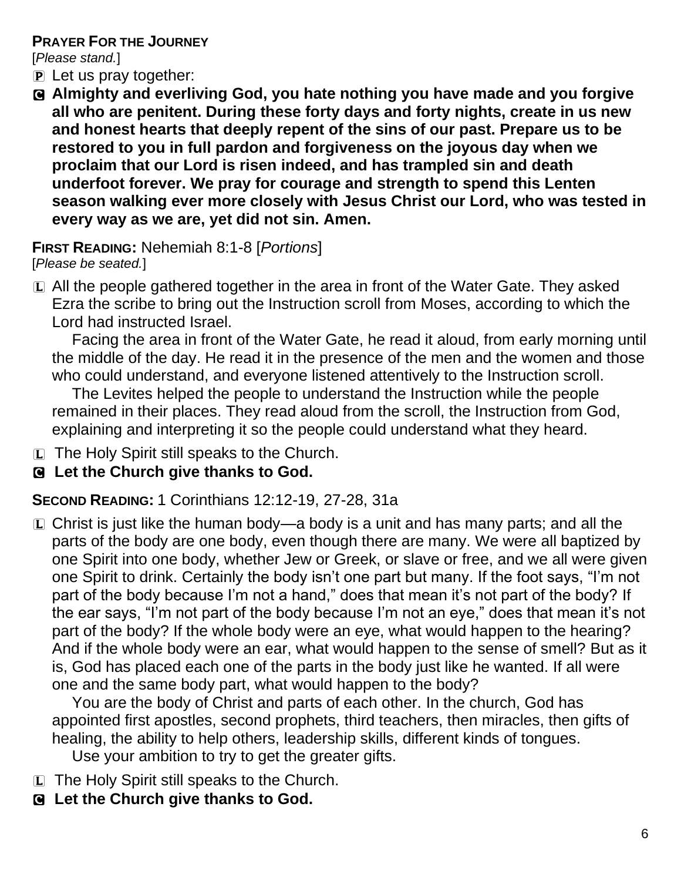**PRAYER FOR THE JOURNEY**

[*Please stand.*]

P Let us pray together:

C **Almighty and everliving God, you hate nothing you have made and you forgive all who are penitent. During these forty days and forty nights, create in us new and honest hearts that deeply repent of the sins of our past. Prepare us to be restored to you in full pardon and forgiveness on the joyous day when we proclaim that our Lord is risen indeed, and has trampled sin and death underfoot forever. We pray for courage and strength to spend this Lenten season walking ever more closely with Jesus Christ our Lord, who was tested in every way as we are, yet did not sin. Amen.**

**FIRST READING:** Nehemiah 8:1-8 [*Portions*]

[*Please be seated.*]

L All the people gathered together in the area in front of the Water Gate. They asked Ezra the scribe to bring out the Instruction scroll from Moses, according to which the Lord had instructed Israel.

Facing the area in front of the Water Gate, he read it aloud, from early morning until the middle of the day. He read it in the presence of the men and the women and those who could understand, and everyone listened attentively to the Instruction scroll.

The Levites helped the people to understand the Instruction while the people remained in their places. They read aloud from the scroll, the Instruction from God, explaining and interpreting it so the people could understand what they heard.

L The Holy Spirit still speaks to the Church.

C **Let the Church give thanks to God.**

**SECOND READING:** 1 Corinthians 12:12-19, 27-28, 31a

L Christ is just like the human body—a body is a unit and has many parts; and all the parts of the body are one body, even though there are many. We were all baptized by one Spirit into one body, whether Jew or Greek, or slave or free, and we all were given one Spirit to drink. Certainly the body isn't one part but many. If the foot says, "I'm not part of the body because I'm not a hand," does that mean it's not part of the body? If the ear says, "I'm not part of the body because I'm not an eye," does that mean it's not part of the body? If the whole body were an eye, what would happen to the hearing? And if the whole body were an ear, what would happen to the sense of smell? But as it is, God has placed each one of the parts in the body just like he wanted. If all were one and the same body part, what would happen to the body?

You are the body of Christ and parts of each other. In the church, God has appointed first apostles, second prophets, third teachers, then miracles, then gifts of healing, the ability to help others, leadership skills, different kinds of tongues.

Use your ambition to try to get the greater gifts.

L The Holy Spirit still speaks to the Church.

C **Let the Church give thanks to God.**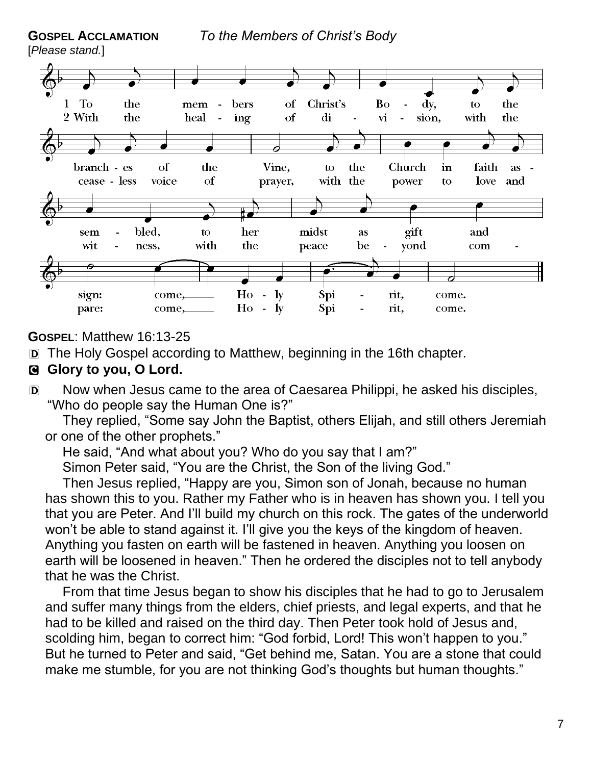**GOSPEL ACCLAMATION** *To the Members of Christ's Body*

[*Please stand.*]

1 To the members of Christ's Body, to the branches of the Vine, to the Church in faith assembled, to her midst as gift and sign: come, Holy Spirit, come.

2 With the healing of division, with the ceaseless voice of prayer, with the power to love and witness, with the peace beyond compare: come, Holy Spirit, come.

**GOSPEL**: Matthew 16:13-25

D The Holy Gospel according to Matthew, beginning in the 16th chapter.

**C Glory to you, O Lord.**

D Now when Jesus came to the area of Caesarea Philippi, he asked his disciples, "Who do people say the Human One is?"

They replied, "Some say John the Baptist, others Elijah, and still others Jeremiah or one of the other prophets."

He said, "And what about you? Who do you say that I am?"

Simon Peter said, "You are the Christ, the Son of the living God."

Then Jesus replied, "Happy are you, Simon son of Jonah, because no human has shown this to you. Rather my Father who is in heaven has shown you. I tell you that you are Peter. And I'll build my church on this rock. The gates of the underworld won't be able to stand against it. I'll give you the keys of the kingdom of heaven. Anything you fasten on earth will be fastened in heaven. Anything you loosen on earth will be loosened in heaven." Then he ordered the disciples not to tell anybody that he was the Christ.

From that time Jesus began to show his disciples that he had to go to Jerusalem and suffer many things from the elders, chief priests, and legal experts, and that he had to be killed and raised on the third day. Then Peter took hold of Jesus and, scolding him, began to correct him: "God forbid, Lord! This won't happen to you." But he turned to Peter and said, "Get behind me, Satan. You are a stone that could make me stumble, for you are not thinking God's thoughts but human thoughts."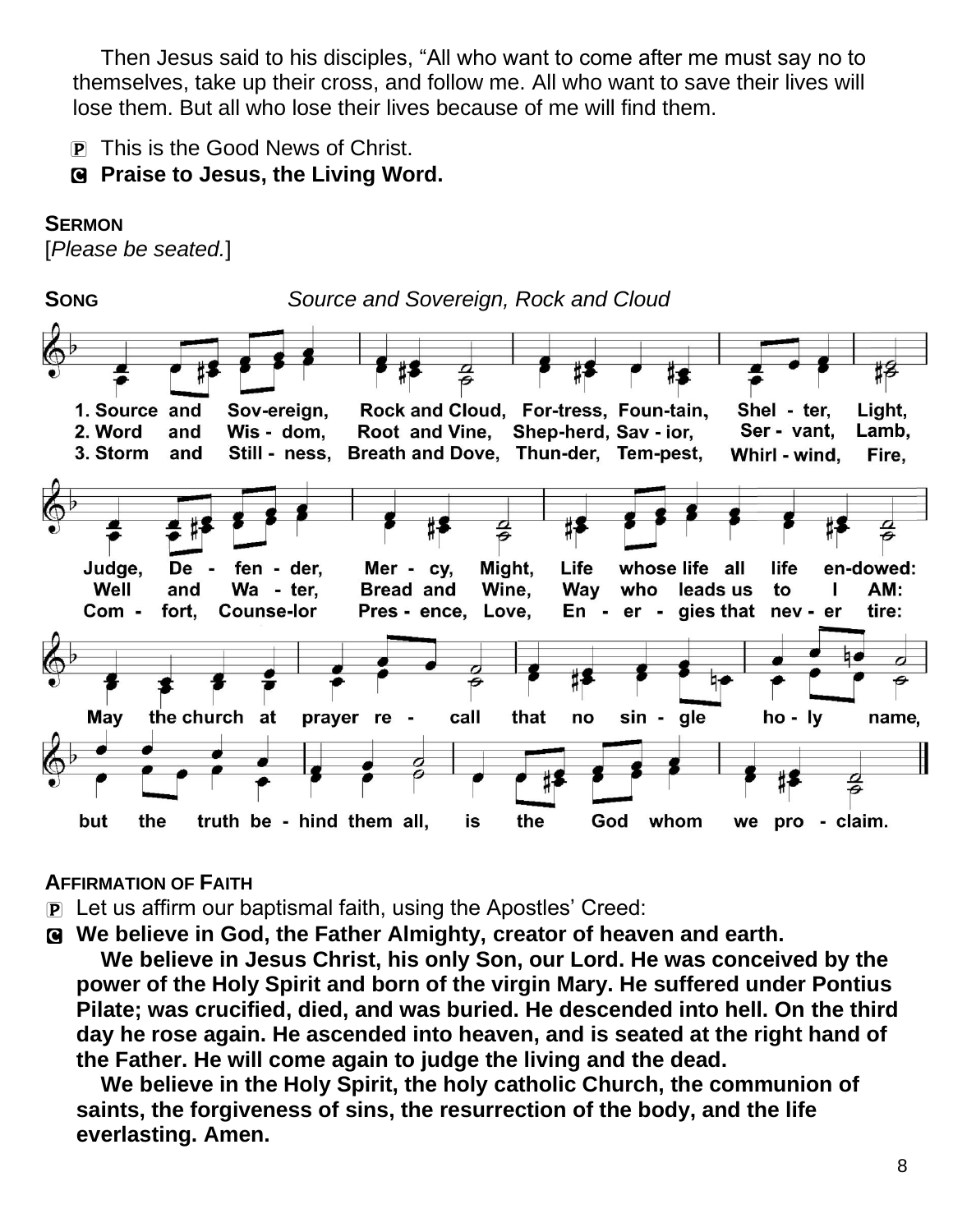Then Jesus said to his disciples, "All who want to come after me must say no to themselves, take up their cross, and follow me. All who want to save their lives will lose them. But all who lose their lives because of me will find them.

🅟 This is the Good News of Christ.
🅒 **Praise to Jesus, the Living Word.**

**SERMON**
[*Please be seated.*]

**SONG** *Source and Sovereign, Rock and Cloud*

1. Source and Sov-ereign, Rock and Cloud, For-tress, Foun-tain, Shel - ter, Light, Judge, De - fen - der, Mer - cy, Might, Life whose life all life en-dowed:
2. Word and Wis - dom, Root and Vine, Shep-herd, Sav - ior, Ser - vant, Lamb, Well and Wa - ter, Bread and Wine, Way who leads us to I AM:
3. Storm and Still - ness, Breath and Dove, Thun-der, Tem-pest, Whirl - wind, Fire, Com - fort, Counse-lor Pres - ence, Love, En - er - gies that nev - er tire:

May the church at prayer re - call that no sin - gle ho - ly name, but the truth be - hind them all, is the God whom we pro - claim.

**AFFIRMATION OF FAITH**
🅟 Let us affirm our baptismal faith, using the Apostles' Creed:
🅒 **We believe in God, the Father Almighty, creator of heaven and earth.**
**We believe in Jesus Christ, his only Son, our Lord. He was conceived by the power of the Holy Spirit and born of the virgin Mary. He suffered under Pontius Pilate; was crucified, died, and was buried. He descended into hell. On the third day he rose again. He ascended into heaven, and is seated at the right hand of the Father. He will come again to judge the living and the dead.**
**We believe in the Holy Spirit, the holy catholic Church, the communion of saints, the forgiveness of sins, the resurrection of the body, and the life everlasting. Amen.**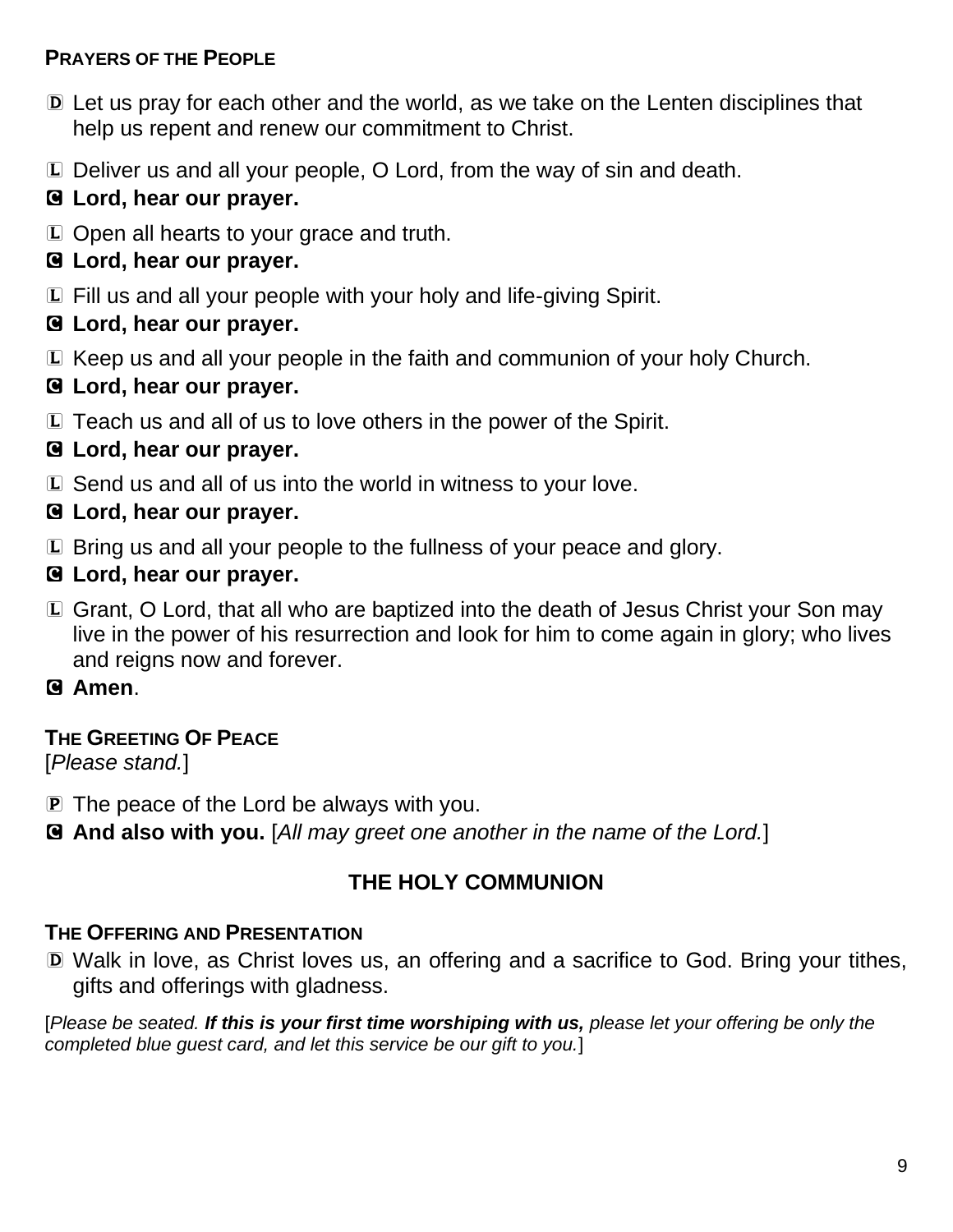### PRAYERS OF THE PEOPLE

D Let us pray for each other and the world, as we take on the Lenten disciplines that help us repent and renew our commitment to Christ.

L Deliver us and all your people, O Lord, from the way of sin and death.

**C Lord, hear our prayer.**

L Open all hearts to your grace and truth.

**C Lord, hear our prayer.**

L Fill us and all your people with your holy and life-giving Spirit.

**C Lord, hear our prayer.**

L Keep us and all your people in the faith and communion of your holy Church.

**C Lord, hear our prayer.**

L Teach us and all of us to love others in the power of the Spirit.

**C Lord, hear our prayer.**

L Send us and all of us into the world in witness to your love.

**C Lord, hear our prayer.**

L Bring us and all your people to the fullness of your peace and glory.

**C Lord, hear our prayer.**

L Grant, O Lord, that all who are baptized into the death of Jesus Christ your Son may live in the power of his resurrection and look for him to come again in glory; who lives and reigns now and forever.

**C Amen**.

### THE GREETING OF PEACE

[*Please stand.*]

P The peace of the Lord be always with you.

**C And also with you.** [*All may greet one another in the name of the Lord.*]

## THE HOLY COMMUNION

### THE OFFERING AND PRESENTATION

D Walk in love, as Christ loves us, an offering and a sacrifice to God. Bring your tithes, gifts and offerings with gladness.

[*Please be seated.* ***If this is your first time worshiping with us,*** *please let your offering be only the completed blue guest card, and let this service be our gift to you.*]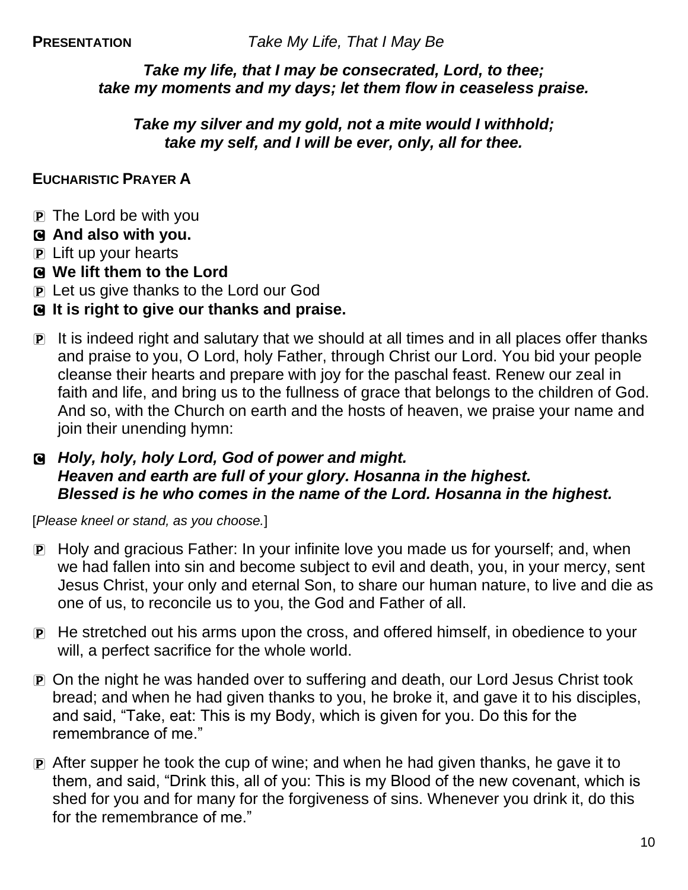**PRESENTATION** *Take My Life, That I May Be*

***Take my life, that I may be consecrated, Lord, to thee;***
***take my moments and my days; let them flow in ceaseless praise.***

***Take my silver and my gold, not a mite would I withhold;***
***take my self, and I will be ever, only, all for thee.***

**EUCHARISTIC PRAYER A**

P The Lord be with you
C **And also with you.**
P Lift up your hearts
C **We lift them to the Lord**
P Let us give thanks to the Lord our God
C **It is right to give our thanks and praise.**

P It is indeed right and salutary that we should at all times and in all places offer thanks and praise to you, O Lord, holy Father, through Christ our Lord. You bid your people cleanse their hearts and prepare with joy for the paschal feast. Renew our zeal in faith and life, and bring us to the fullness of grace that belongs to the children of God. And so, with the Church on earth and the hosts of heaven, we praise your name and join their unending hymn:

C ***Holy, holy, holy Lord, God of power and might.***
***Heaven and earth are full of your glory. Hosanna in the highest.***
***Blessed is he who comes in the name of the Lord. Hosanna in the highest.***

[*Please kneel or stand, as you choose.*]

P Holy and gracious Father: In your infinite love you made us for yourself; and, when we had fallen into sin and become subject to evil and death, you, in your mercy, sent Jesus Christ, your only and eternal Son, to share our human nature, to live and die as one of us, to reconcile us to you, the God and Father of all.

P He stretched out his arms upon the cross, and offered himself, in obedience to your will, a perfect sacrifice for the whole world.

P On the night he was handed over to suffering and death, our Lord Jesus Christ took bread; and when he had given thanks to you, he broke it, and gave it to his disciples, and said, "Take, eat: This is my Body, which is given for you. Do this for the remembrance of me."

P After supper he took the cup of wine; and when he had given thanks, he gave it to them, and said, "Drink this, all of you: This is my Blood of the new covenant, which is shed for you and for many for the forgiveness of sins. Whenever you drink it, do this for the remembrance of me."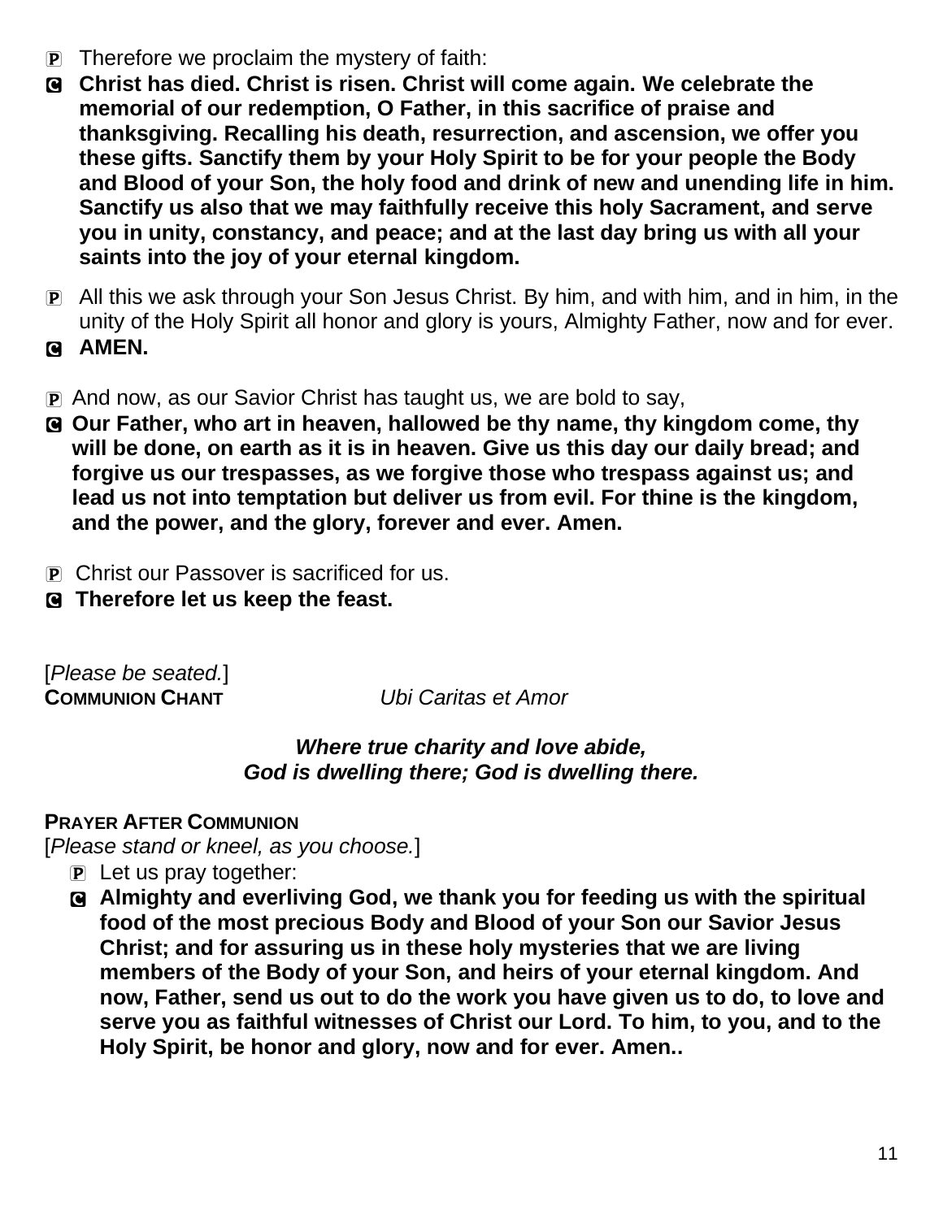P Therefore we proclaim the mystery of faith:

C **Christ has died. Christ is risen. Christ will come again. We celebrate the memorial of our redemption, O Father, in this sacrifice of praise and thanksgiving. Recalling his death, resurrection, and ascension, we offer you these gifts. Sanctify them by your Holy Spirit to be for your people the Body and Blood of your Son, the holy food and drink of new and unending life in him. Sanctify us also that we may faithfully receive this holy Sacrament, and serve you in unity, constancy, and peace; and at the last day bring us with all your saints into the joy of your eternal kingdom.**

P All this we ask through your Son Jesus Christ. By him, and with him, and in him, in the unity of the Holy Spirit all honor and glory is yours, Almighty Father, now and for ever.

C **AMEN.**

P And now, as our Savior Christ has taught us, we are bold to say,

C **Our Father, who art in heaven, hallowed be thy name, thy kingdom come, thy will be done, on earth as it is in heaven. Give us this day our daily bread; and forgive us our trespasses, as we forgive those who trespass against us; and lead us not into temptation but deliver us from evil. For thine is the kingdom, and the power, and the glory, forever and ever. Amen.**

P Christ our Passover is sacrificed for us.

C **Therefore let us keep the feast.**

[*Please be seated.*]

**COMMUNION CHANT** *Ubi Caritas et Amor*

***Where true charity and love abide,***
***God is dwelling there; God is dwelling there.***

**PRAYER AFTER COMMUNION**

[*Please stand or kneel, as you choose.*]

P Let us pray together:

C **Almighty and everliving God, we thank you for feeding us with the spiritual food of the most precious Body and Blood of your Son our Savior Jesus Christ; and for assuring us in these holy mysteries that we are living members of the Body of your Son, and heirs of your eternal kingdom. And now, Father, send us out to do the work you have given us to do, to love and serve you as faithful witnesses of Christ our Lord. To him, to you, and to the Holy Spirit, be honor and glory, now and for ever. Amen..**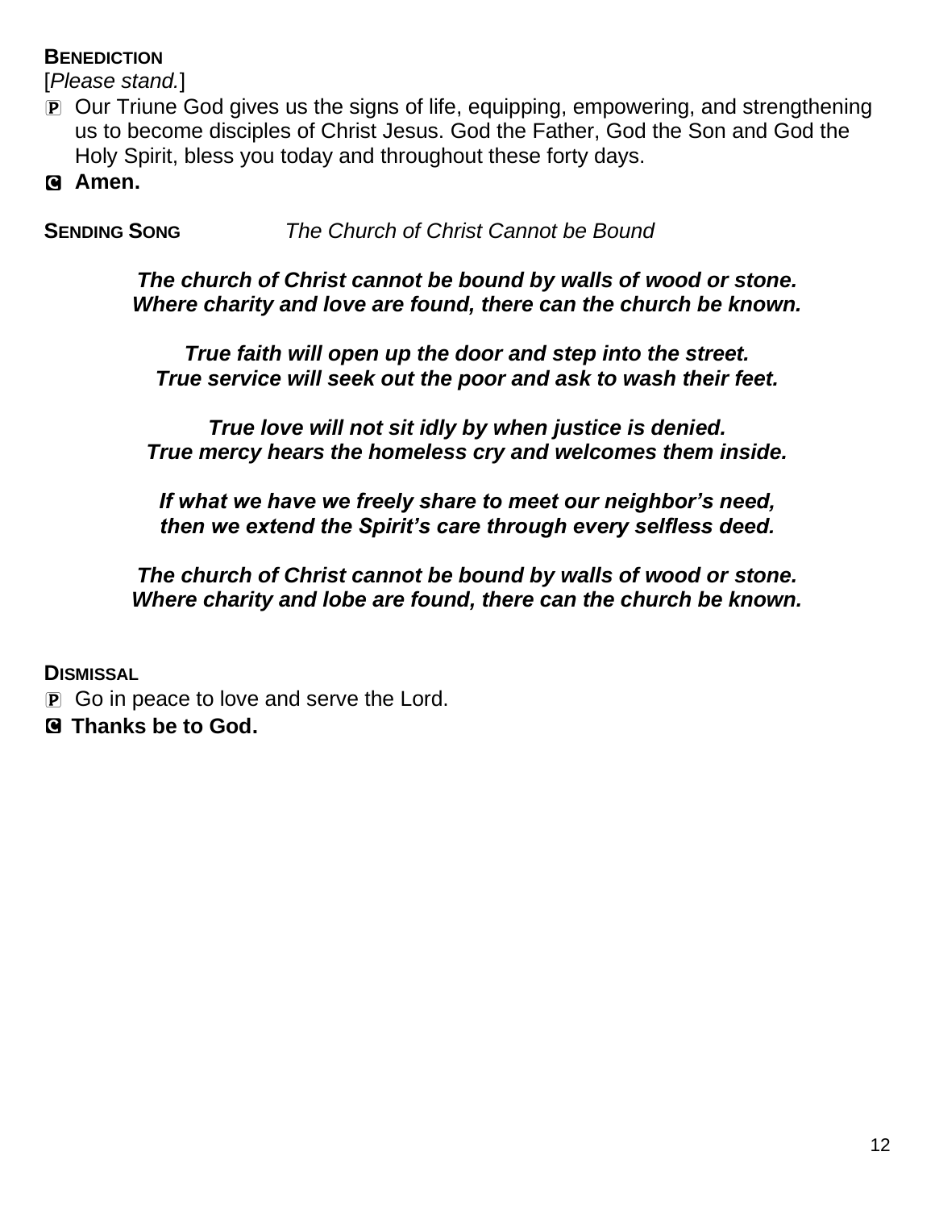**BENEDICTION**

[*Please stand.*]

Ⓟ Our Triune God gives us the signs of life, equipping, empowering, and strengthening us to become disciples of Christ Jesus. God the Father, God the Son and God the Holy Spirit, bless you today and throughout these forty days.

Ⓒ **Amen.**

**SENDING SONG** *The Church of Christ Cannot be Bound*

***The church of Christ cannot be bound by walls of wood or stone.***
***Where charity and love are found, there can the church be known.***

***True faith will open up the door and step into the street.***
***True service will seek out the poor and ask to wash their feet.***

***True love will not sit idly by when justice is denied.***
***True mercy hears the homeless cry and welcomes them inside.***

***If what we have we freely share to meet our neighbor's need,***
***then we extend the Spirit's care through every selfless deed.***

***The church of Christ cannot be bound by walls of wood or stone.***
***Where charity and lobe are found, there can the church be known.***

**DISMISSAL**

Ⓟ Go in peace to love and serve the Lord.

Ⓒ **Thanks be to God.**